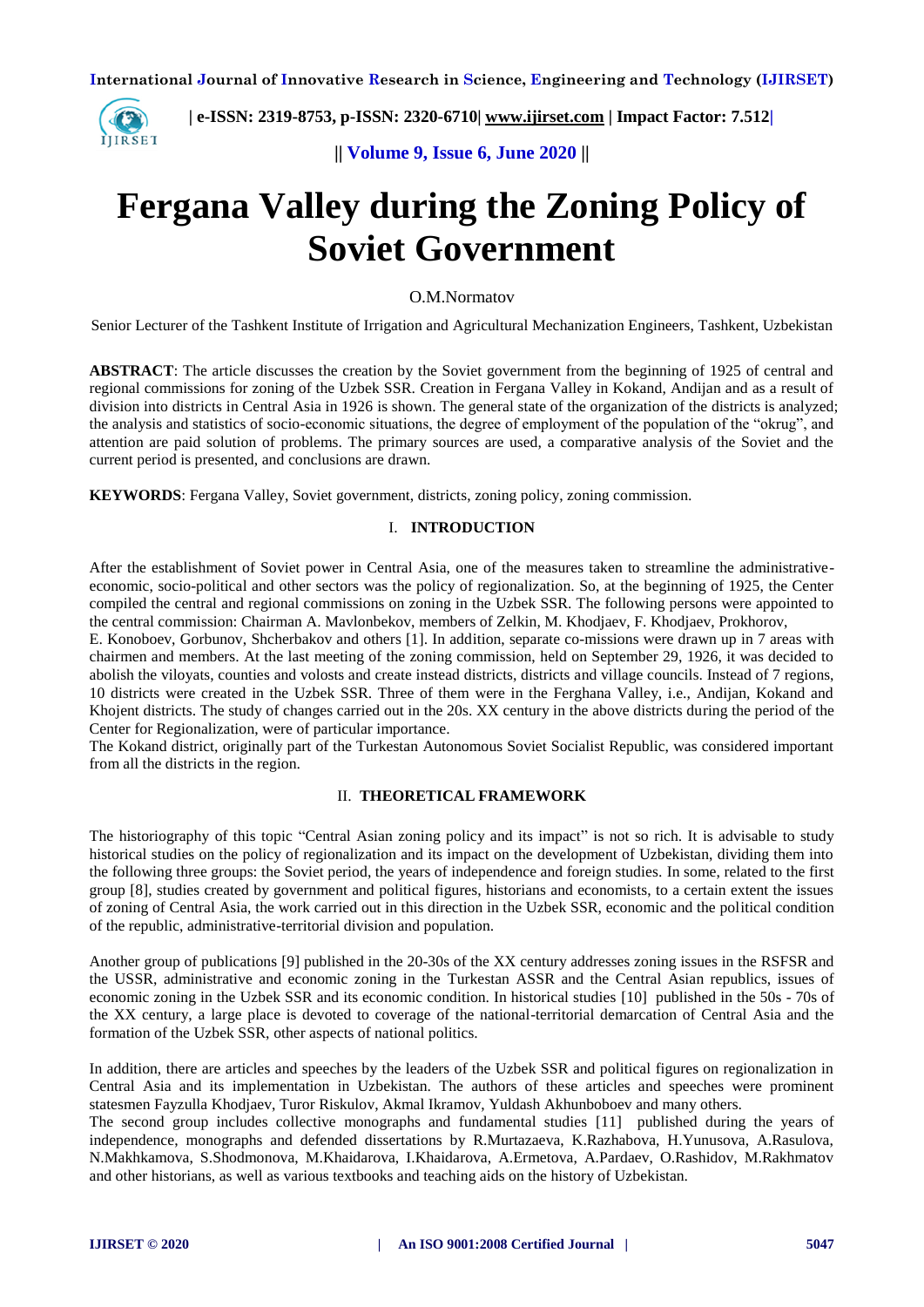# Fergana Valley during the Zoning Policy of Soviet Government

O.M.Normatov

Senior Lecturer of the Tashkent Institute of Irrigation and Agricultural Mechanization Engineers, Tashkent, Uzbekistan

**ABSTRACT**: The article discusses the creation by the Soviet government from the beginning of 1925 of central and regional commissions for zoning of the Uzbek SSR. Creation in Fergana Valley in Kokand, Andijan and as a result of division into districts in Central Asia in 1926 is shown. The general state of the organization of the districts is analyzed; the analysis and statistics of socio-economic situations, the degree of employment of the population of the "okrug", and attention are paid solution of problems. The primary sources are used, a comparative analysis of the Soviet and the current period is presented, and conclusions are drawn.

**KEYWORDS**: Fergana Valley, Soviet government, districts, zoning policy, zoning commission.

## I. INTRODUCTION

After the establishment of Soviet power in Central Asia, one of the measures taken to streamline the administrative-economic, socio-political and other sectors was the policy of regionalization. So, at the beginning of 1925, the Center compiled the central and regional commissions on zoning in the Uzbek SSR. The following persons were appointed to the central commission: Chairman A. Mavlonbekov, members of Zelkin, M. Khodjaev, F. Khodjaev, Prokhorov, E. Konoboev, Gorbunov, Shcherbakov and others [1]. In addition, separate co-missions were drawn up in 7 areas with chairmen and members. At the last meeting of the zoning commission, held on September 29, 1926, it was decided to abolish the viloyats, counties and volosts and create instead districts, districts and village councils. Instead of 7 regions, 10 districts were created in the Uzbek SSR. Three of them were in the Ferghana Valley, i.e., Andijan, Kokand and Khojent districts. The study of changes carried out in the 20s. XX century in the above districts during the period of the Center for Regionalization, were of particular importance.

The Kokand district, originally part of the Turkestan Autonomous Soviet Socialist Republic, was considered important from all the districts in the region.

## II. THEORETICAL FRAMEWORK

The historiography of this topic "Central Asian zoning policy and its impact" is not so rich. It is advisable to study historical studies on the policy of regionalization and its impact on the development of Uzbekistan, dividing them into the following three groups: the Soviet period, the years of independence and foreign studies. In some, related to the first group [8], studies created by government and political figures, historians and economists, to a certain extent the issues of zoning of Central Asia, the work carried out in this direction in the Uzbek SSR, economic and the political condition of the republic, administrative-territorial division and population.

Another group of publications [9] published in the 20-30s of the XX century addresses zoning issues in the RSFSR and the USSR, administrative and economic zoning in the Turkestan ASSR and the Central Asian republics, issues of economic zoning in the Uzbek SSR and its economic condition. In historical studies [10] published in the 50s - 70s of the XX century, a large place is devoted to coverage of the national-territorial demarcation of Central Asia and the formation of the Uzbek SSR, other aspects of national politics.

In addition, there are articles and speeches by the leaders of the Uzbek SSR and political figures on regionalization in Central Asia and its implementation in Uzbekistan. The authors of these articles and speeches were prominent statesmen Fayzulla Khodjaev, Turor Riskulov, Akmal Ikramov, Yuldash Akhunboboev and many others.

The second group includes collective monographs and fundamental studies [11] published during the years of independence, monographs and defended dissertations by R.Murtazaeva, K.Razhabova, H.Yunusova, A.Rasulova, N.Makhkamova, S.Shodmonova, M.Khaidarova, I.Khaidarova, A.Ermetova, A.Pardaev, O.Rashidov, M.Rakhmatov and other historians, as well as various textbooks and teaching aids on the history of Uzbekistan.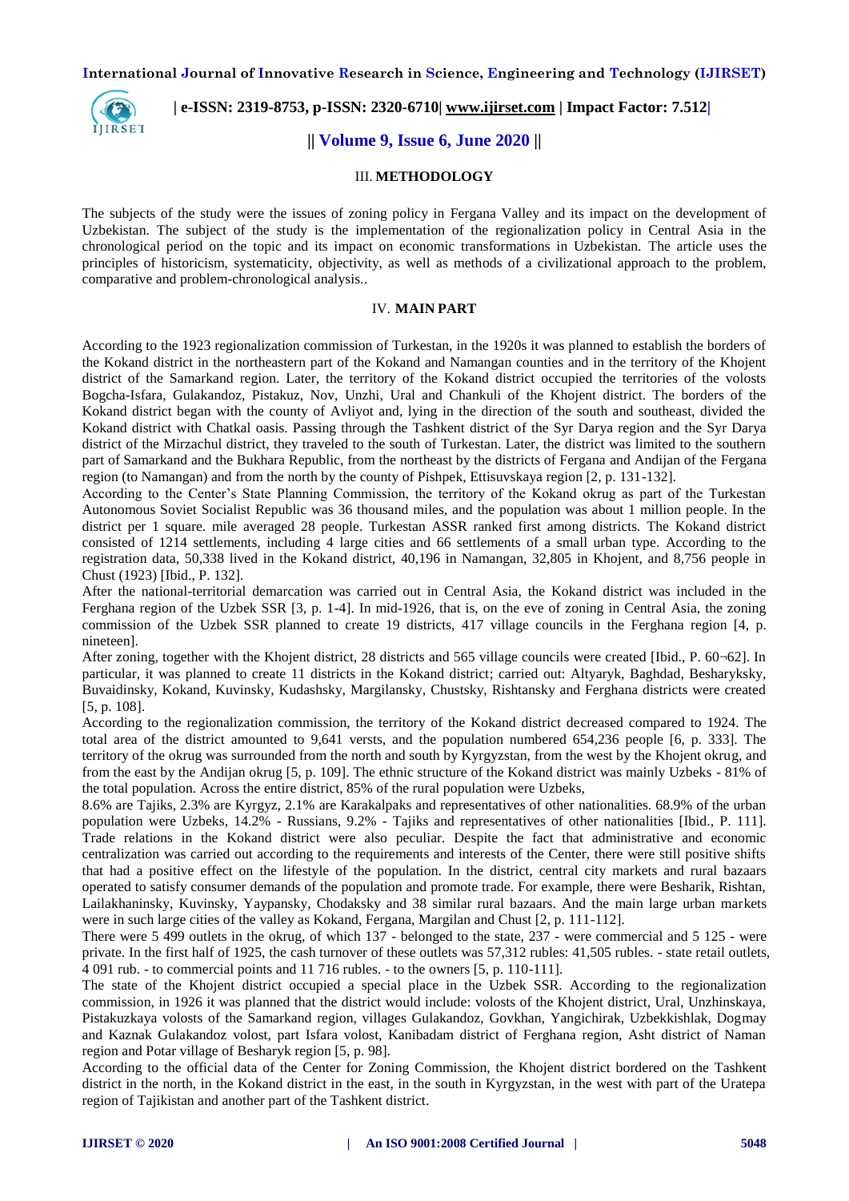## III. METHODOLOGY

The subjects of the study were the issues of zoning policy in Fergana Valley and its impact on the development of Uzbekistan. The subject of the study is the implementation of the regionalization policy in Central Asia in the chronological period on the topic and its impact on economic transformations in Uzbekistan. The article uses the principles of historicism, systematicity, objectivity, as well as methods of a civilizational approach to the problem, comparative and problem-chronological analysis..

## IV. MAIN PART

According to the 1923 regionalization commission of Turkestan, in the 1920s it was planned to establish the borders of the Kokand district in the northeastern part of the Kokand and Namangan counties and in the territory of the Khojent district of the Samarkand region. Later, the territory of the Kokand district occupied the territories of the volosts Bogcha-Isfara, Gulakandoz, Pistakuz, Nov, Unzhi, Ural and Chankuli of the Khojent district. The borders of the Kokand district began with the county of Avliyot and, lying in the direction of the south and southeast, divided the Kokand district with Chatkal oasis. Passing through the Tashkent district of the Syr Darya region and the Syr Darya district of the Mirzachul district, they traveled to the south of Turkestan. Later, the district was limited to the southern part of Samarkand and the Bukhara Republic, from the northeast by the districts of Fergana and Andijan of the Fergana region (to Namangan) and from the north by the county of Pishpek, Ettisuvskaya region [2, p. 131-132].

According to the Center's State Planning Commission, the territory of the Kokand okrug as part of the Turkestan Autonomous Soviet Socialist Republic was 36 thousand miles, and the population was about 1 million people. In the district per 1 square. mile averaged 28 people. Turkestan ASSR ranked first among districts. The Kokand district consisted of 1214 settlements, including 4 large cities and 66 settlements of a small urban type. According to the registration data, 50,338 lived in the Kokand district, 40,196 in Namangan, 32,805 in Khojent, and 8,756 people in Chust (1923) [Ibid., P. 132].

After the national-territorial demarcation was carried out in Central Asia, the Kokand district was included in the Ferghana region of the Uzbek SSR [3, p. 1-4]. In mid-1926, that is, on the eve of zoning in Central Asia, the zoning commission of the Uzbek SSR planned to create 19 districts, 417 village councils in the Ferghana region [4, p. nineteen].

After zoning, together with the Khojent district, 28 districts and 565 village councils were created [Ibid., P. 60¬62]. In particular, it was planned to create 11 districts in the Kokand district; carried out: Altyaryk, Baghdad, Besharyksky, Buvaidinsky, Kokand, Kuvinsky, Kudashsky, Margilansky, Chustsky, Rishtansky and Ferghana districts were created [5, p. 108].

According to the regionalization commission, the territory of the Kokand district decreased compared to 1924. The total area of the district amounted to 9,641 versts, and the population numbered 654,236 people [6, p. 333]. The territory of the okrug was surrounded from the north and south by Kyrgyzstan, from the west by the Khojent okrug, and from the east by the Andijan okrug [5, p. 109]. The ethnic structure of the Kokand district was mainly Uzbeks - 81% of the total population. Across the entire district, 85% of the rural population were Uzbeks,

8.6% are Tajiks, 2.3% are Kyrgyz, 2.1% are Karakalpaks and representatives of other nationalities. 68.9% of the urban population were Uzbeks, 14.2% - Russians, 9.2% - Tajiks and representatives of other nationalities [Ibid., P. 111]. Trade relations in the Kokand district were also peculiar. Despite the fact that administrative and economic centralization was carried out according to the requirements and interests of the Center, there were still positive shifts that had a positive effect on the lifestyle of the population. In the district, central city markets and rural bazaars operated to satisfy consumer demands of the population and promote trade. For example, there were Besharik, Rishtan, Lailakhaninsky, Kuvinsky, Yaypansky, Chodaksky and 38 similar rural bazaars. And the main large urban markets were in such large cities of the valley as Kokand, Fergana, Margilan and Chust [2, p. 111-112].

There were 5 499 outlets in the okrug, of which 137 - belonged to the state, 237 - were commercial and 5 125 - were private. In the first half of 1925, the cash turnover of these outlets was 57,312 rubles: 41,505 rubles. - state retail outlets, 4 091 rub. - to commercial points and 11 716 rubles. - to the owners [5, p. 110-111].

The state of the Khojent district occupied a special place in the Uzbek SSR. According to the regionalization commission, in 1926 it was planned that the district would include: volosts of the Khojent district, Ural, Unzhinskaya, Pistakuzkaya volosts of the Samarkand region, villages Gulakandoz, Govkhan, Yangichirak, Uzbekkishlak, Dogmay and Kaznak Gulakandoz volost, part Isfara volost, Kanibadam district of Ferghana region, Asht district of Naman region and Potar village of Besharyk region [5, p. 98].

According to the official data of the Center for Zoning Commission, the Khojent district bordered on the Tashkent district in the north, in the Kokand district in the east, in the south in Kyrgyzstan, in the west with part of the Uratepa region of Tajikistan and another part of the Tashkent district.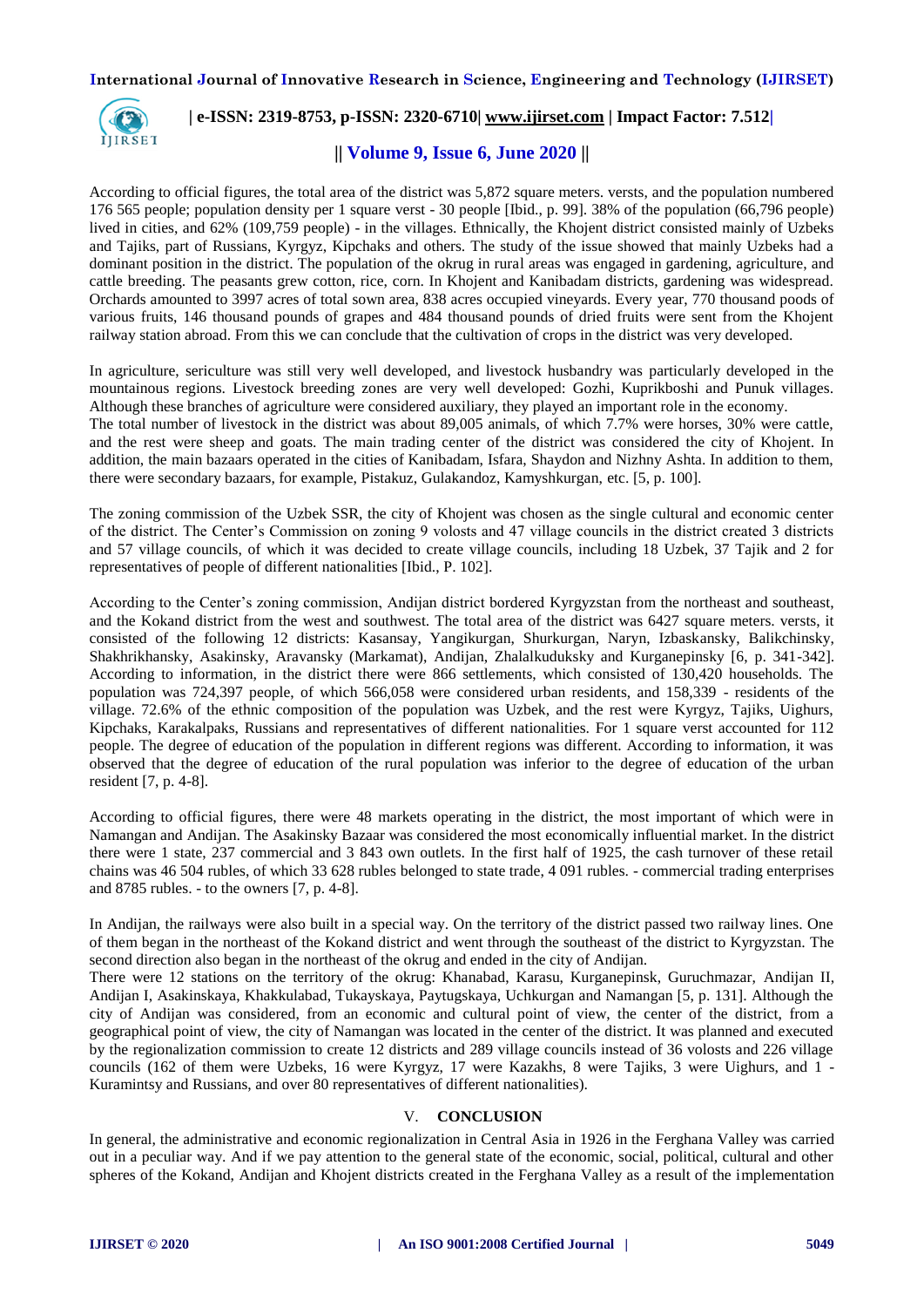According to official figures, the total area of the district was 5,872 square meters. versts, and the population numbered 176 565 people; population density per 1 square verst - 30 people [Ibid., p. 99]. 38% of the population (66,796 people) lived in cities, and 62% (109,759 people) - in the villages. Ethnically, the Khojent district consisted mainly of Uzbeks and Tajiks, part of Russians, Kyrgyz, Kipchaks and others. The study of the issue showed that mainly Uzbeks had a dominant position in the district. The population of the okrug in rural areas was engaged in gardening, agriculture, and cattle breeding. The peasants grew cotton, rice, corn. In Khojent and Kanibadam districts, gardening was widespread. Orchards amounted to 3997 acres of total sown area, 838 acres occupied vineyards. Every year, 770 thousand poods of various fruits, 146 thousand pounds of grapes and 484 thousand pounds of dried fruits were sent from the Khojent railway station abroad. From this we can conclude that the cultivation of crops in the district was very developed.

In agriculture, sericulture was still very well developed, and livestock husbandry was particularly developed in the mountainous regions. Livestock breeding zones are very well developed: Gozhi, Kuprikboshi and Punuk villages. Although these branches of agriculture were considered auxiliary, they played an important role in the economy.
The total number of livestock in the district was about 89,005 animals, of which 7.7% were horses, 30% were cattle, and the rest were sheep and goats. The main trading center of the district was considered the city of Khojent. In addition, the main bazaars operated in the cities of Kanibadam, Isfara, Shaydon and Nizhny Ashta. In addition to them, there were secondary bazaars, for example, Pistakuz, Gulakandoz, Kamyshkurgan, etc. [5, p. 100].

The zoning commission of the Uzbek SSR, the city of Khojent was chosen as the single cultural and economic center of the district. The Center's Commission on zoning 9 volosts and 47 village councils in the district created 3 districts and 57 village councils, of which it was decided to create village councils, including 18 Uzbek, 37 Tajik and 2 for representatives of people of different nationalities [Ibid., P. 102].

According to the Center's zoning commission, Andijan district bordered Kyrgyzstan from the northeast and southeast, and the Kokand district from the west and southwest. The total area of the district was 6427 square meters. versts, it consisted of the following 12 districts: Kasansay, Yangikurgan, Shurkurgan, Naryn, Izbaskansky, Balikchinsky, Shakhrikhansky, Asakinsky, Aravansky (Markamat), Andijan, Zhalalkuduksky and Kurganepinsky [6, p. 341-342]. According to information, in the district there were 866 settlements, which consisted of 130,420 households. The population was 724,397 people, of which 566,058 were considered urban residents, and 158,339 - residents of the village. 72.6% of the ethnic composition of the population was Uzbek, and the rest were Kyrgyz, Tajiks, Uighurs, Kipchaks, Karakalpaks, Russians and representatives of different nationalities. For 1 square verst accounted for 112 people. The degree of education of the population in different regions was different. According to information, it was observed that the degree of education of the rural population was inferior to the degree of education of the urban resident [7, p. 4-8].

According to official figures, there were 48 markets operating in the district, the most important of which were in Namangan and Andijan. The Asakinsky Bazaar was considered the most economically influential market. In the district there were 1 state, 237 commercial and 3 843 own outlets. In the first half of 1925, the cash turnover of these retail chains was 46 504 rubles, of which 33 628 rubles belonged to state trade, 4 091 rubles. - commercial trading enterprises and 8785 rubles. - to the owners [7, p. 4-8].

In Andijan, the railways were also built in a special way. On the territory of the district passed two railway lines. One of them began in the northeast of the Kokand district and went through the southeast of the district to Kyrgyzstan. The second direction also began in the northeast of the okrug and ended in the city of Andijan.
There were 12 stations on the territory of the okrug: Khanabad, Karasu, Kurganepinsk, Guruchmazar, Andijan II, Andijan I, Asakinskaya, Khakkulabad, Tukayskaya, Paytugskaya, Uchkurgan and Namangan [5, p. 131]. Although the city of Andijan was considered, from an economic and cultural point of view, the center of the district, from a geographical point of view, the city of Namangan was located in the center of the district. It was planned and executed by the regionalization commission to create 12 districts and 289 village councils instead of 36 volosts and 226 village councils (162 of them were Uzbeks, 16 were Kyrgyz, 17 were Kazakhs, 8 were Tajiks, 3 were Uighurs, and 1 - Kuramintsy and Russians, and over 80 representatives of different nationalities).

## V. CONCLUSION

In general, the administrative and economic regionalization in Central Asia in 1926 in the Ferghana Valley was carried out in a peculiar way. And if we pay attention to the general state of the economic, social, political, cultural and other spheres of the Kokand, Andijan and Khojent districts created in the Ferghana Valley as a result of the implementation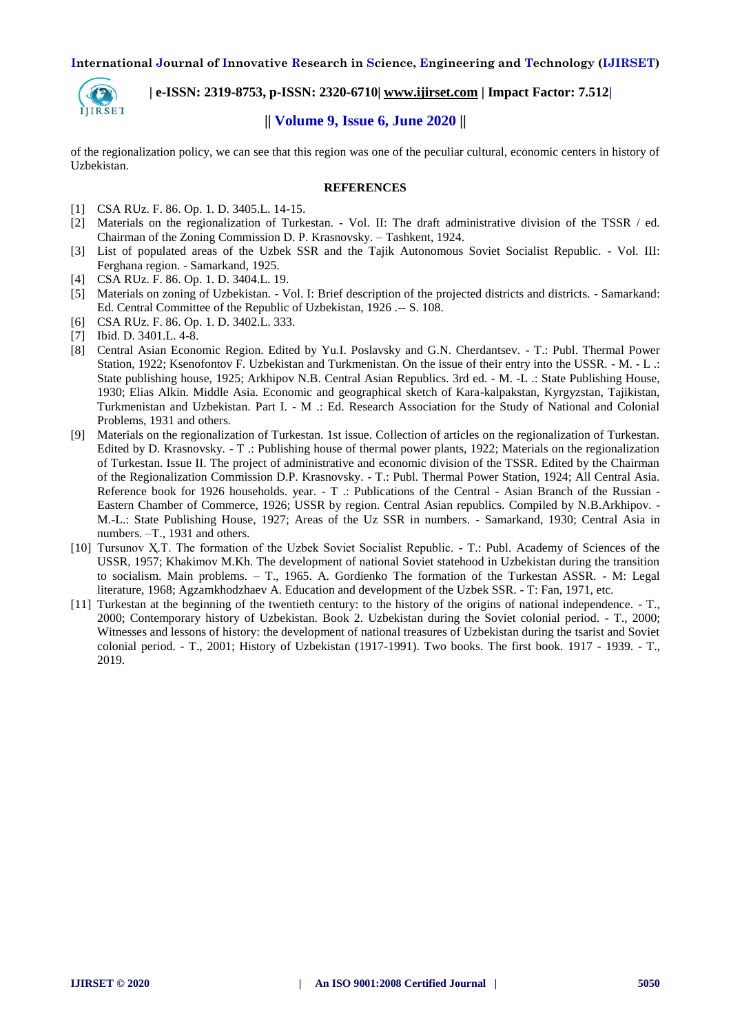of the regionalization policy, we can see that this region was one of the peculiar cultural, economic centers in history of Uzbekistan.

## REFERENCES

[1] CSA RUz. F. 86. Op. 1. D. 3405.L. 14-15.

[2] Materials on the regionalization of Turkestan. - Vol. II: The draft administrative division of the TSSR / ed. Chairman of the Zoning Commission D. P. Krasnovsky. – Tashkent, 1924.

[3] List of populated areas of the Uzbek SSR and the Tajik Autonomous Soviet Socialist Republic. - Vol. III: Ferghana region. - Samarkand, 1925.

[4] CSA RUz. F. 86. Op. 1. D. 3404.L. 19.

[5] Materials on zoning of Uzbekistan. - Vol. I: Brief description of the projected districts and districts. - Samarkand: Ed. Central Committee of the Republic of Uzbekistan, 1926 .-- S. 108.

[6] CSA RUz. F. 86. Op. 1. D. 3402.L. 333.

[7] Ibid. D. 3401.L. 4-8.

[8] Central Asian Economic Region. Edited by Yu.I. Poslavsky and G.N. Cherdantsev. - T.: Publ. Thermal Power Station, 1922; Ksenofontov F. Uzbekistan and Turkmenistan. On the issue of their entry into the USSR. - M. - L .: State publishing house, 1925; Arkhipov N.B. Central Asian Republics. 3rd ed. - M. -L .: State Publishing House, 1930; Elias Alkin. Middle Asia. Economic and geographical sketch of Kara-kalpakstan, Kyrgyzstan, Tajikistan, Turkmenistan and Uzbekistan. Part I. - M .: Ed. Research Association for the Study of National and Colonial Problems, 1931 and others.

[9] Materials on the regionalization of Turkestan. 1st issue. Collection of articles on the regionalization of Turkestan. Edited by D. Krasnovsky. - T .: Publishing house of thermal power plants, 1922; Materials on the regionalization of Turkestan. Issue II. The project of administrative and economic division of the TSSR. Edited by the Chairman of the Regionalization Commission D.P. Krasnovsky. - T.: Publ. Thermal Power Station, 1924; All Central Asia. Reference book for 1926 households. year. - T .: Publications of the Central - Asian Branch of the Russian - Eastern Chamber of Commerce, 1926; USSR by region. Central Asian republics. Compiled by N.B.Arkhipov. - M.-L.: State Publishing House, 1927; Areas of the Uz SSR in numbers. - Samarkand, 1930; Central Asia in numbers. –T., 1931 and others.

[10] Tursunov X.T. The formation of the Uzbek Soviet Socialist Republic. - T.: Publ. Academy of Sciences of the USSR, 1957; Khakimov M.Kh. The development of national Soviet statehood in Uzbekistan during the transition to socialism. Main problems. – T., 1965. A. Gordienko The formation of the Turkestan ASSR. - M: Legal literature, 1968; Agzamkhodzhaev A. Education and development of the Uzbek SSR. - T: Fan, 1971, etc.

[11] Turkestan at the beginning of the twentieth century: to the history of the origins of national independence. - T., 2000; Contemporary history of Uzbekistan. Book 2. Uzbekistan during the Soviet colonial period. - T., 2000; Witnesses and lessons of history: the development of national treasures of Uzbekistan during the tsarist and Soviet colonial period. - T., 2001; History of Uzbekistan (1917-1991). Two books. The first book. 1917 - 1939. - T., 2019.